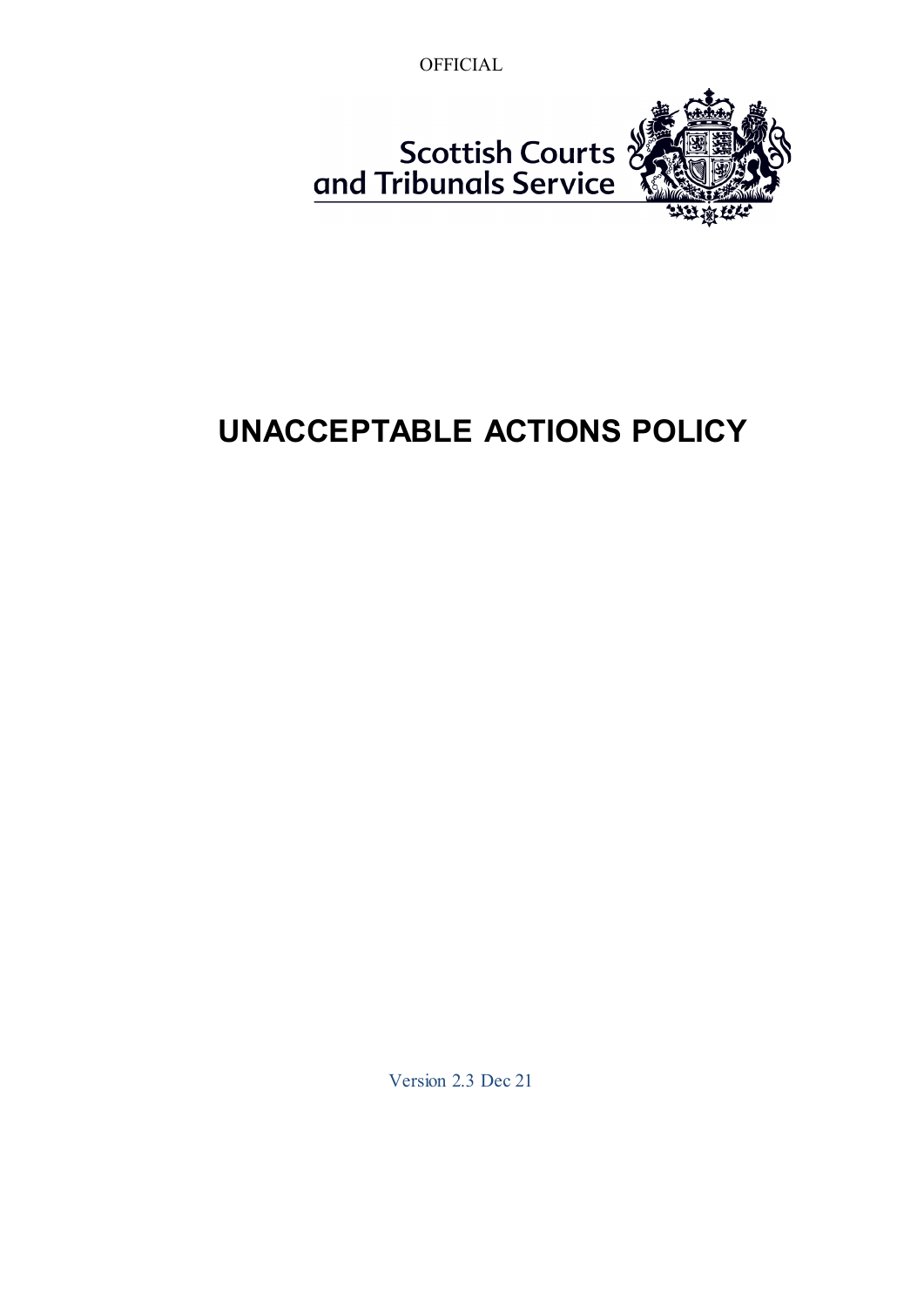OFFICIAL

Scottish Courts and Tribunals Service

# UNACCEPTABLE ACTIONS POLICY

Version 2.3 Dec 21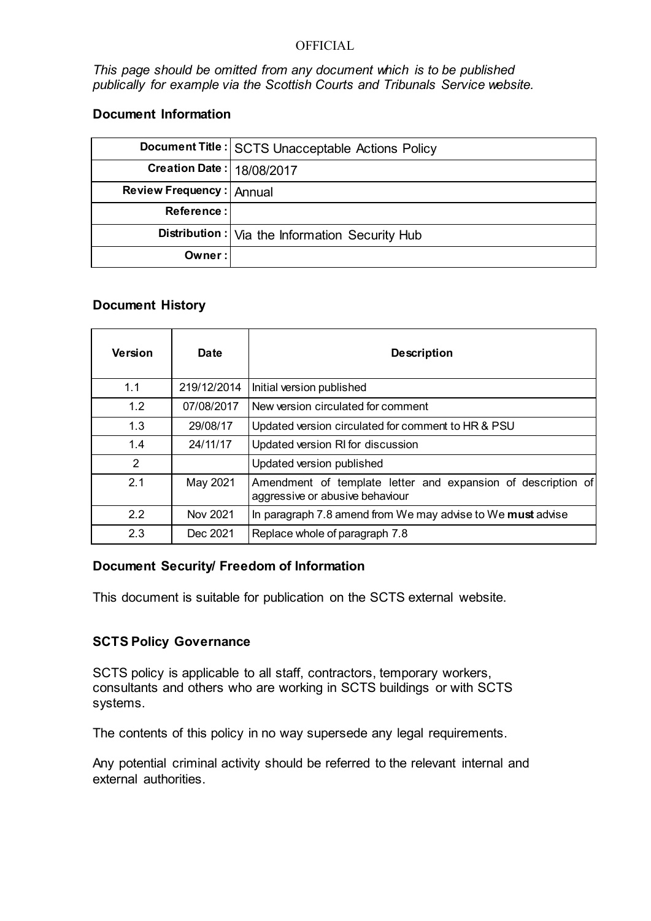OFFICIAL

*This page should be omitted from any document which is to be published publically for example via the Scottish Courts and Tribunals Service website.*

**Document Information**

| | |
|---|---|
| **Document Title :** | SCTS Unacceptable Actions Policy |
| **Creation Date :** | 18/08/2017 |
| **Review Frequency :** | Annual |
| **Reference :** | |
| **Distribution :** | Via the Information Security Hub |
| **Owner :** | |

**Document History**

| Version | Date | Description |
|---|---|---|
| 1.1 | 219/12/2014 | Initial version published |
| 1.2 | 07/08/2017 | New version circulated for comment |
| 1.3 | 29/08/17 | Updated version circulated for comment to HR & PSU |
| 1.4 | 24/11/17 | Updated version RI for discussion |
| 2 | | Updated version published |
| 2.1 | May 2021 | Amendment of template letter and expansion of description of aggressive or abusive behaviour |
| 2.2 | Nov 2021 | In paragraph 7.8 amend from We may advise to We **must** advise |
| 2.3 | Dec 2021 | Replace whole of paragraph 7.8 |

**Document Security/ Freedom of Information**

This document is suitable for publication on the SCTS external website.

**SCTS Policy Governance**

SCTS policy is applicable to all staff, contractors, temporary workers, consultants and others who are working in SCTS buildings or with SCTS systems.

The contents of this policy in no way supersede any legal requirements.

Any potential criminal activity should be referred to the relevant internal and external authorities.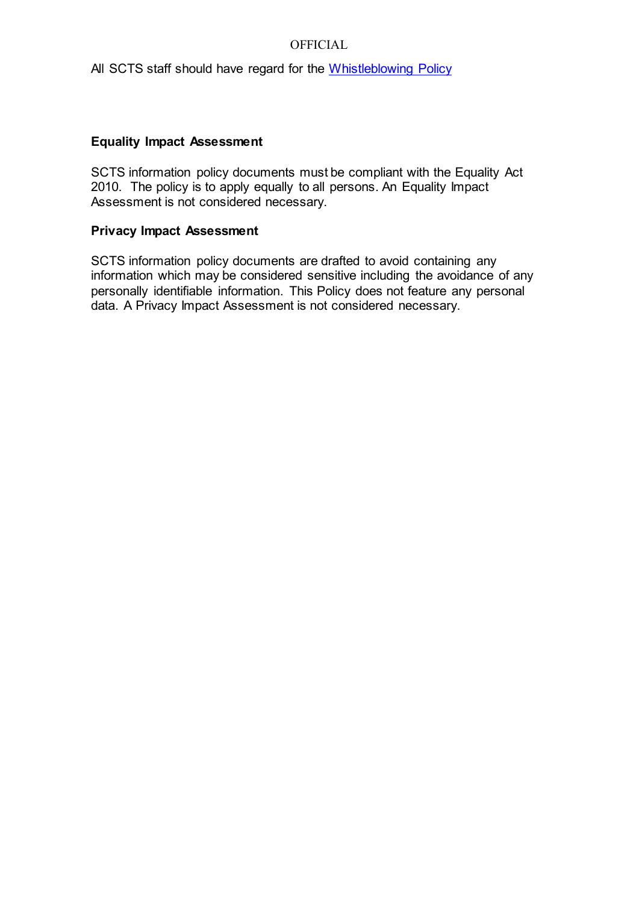All SCTS staff should have regard for the [Whistleblowing Policy]

**Equality Impact Assessment**

SCTS information policy documents must be compliant with the Equality Act 2010. The policy is to apply equally to all persons. An Equality Impact Assessment is not considered necessary.

**Privacy Impact Assessment**

SCTS information policy documents are drafted to avoid containing any information which may be considered sensitive including the avoidance of any personally identifiable information. This Policy does not feature any personal data. A Privacy Impact Assessment is not considered necessary.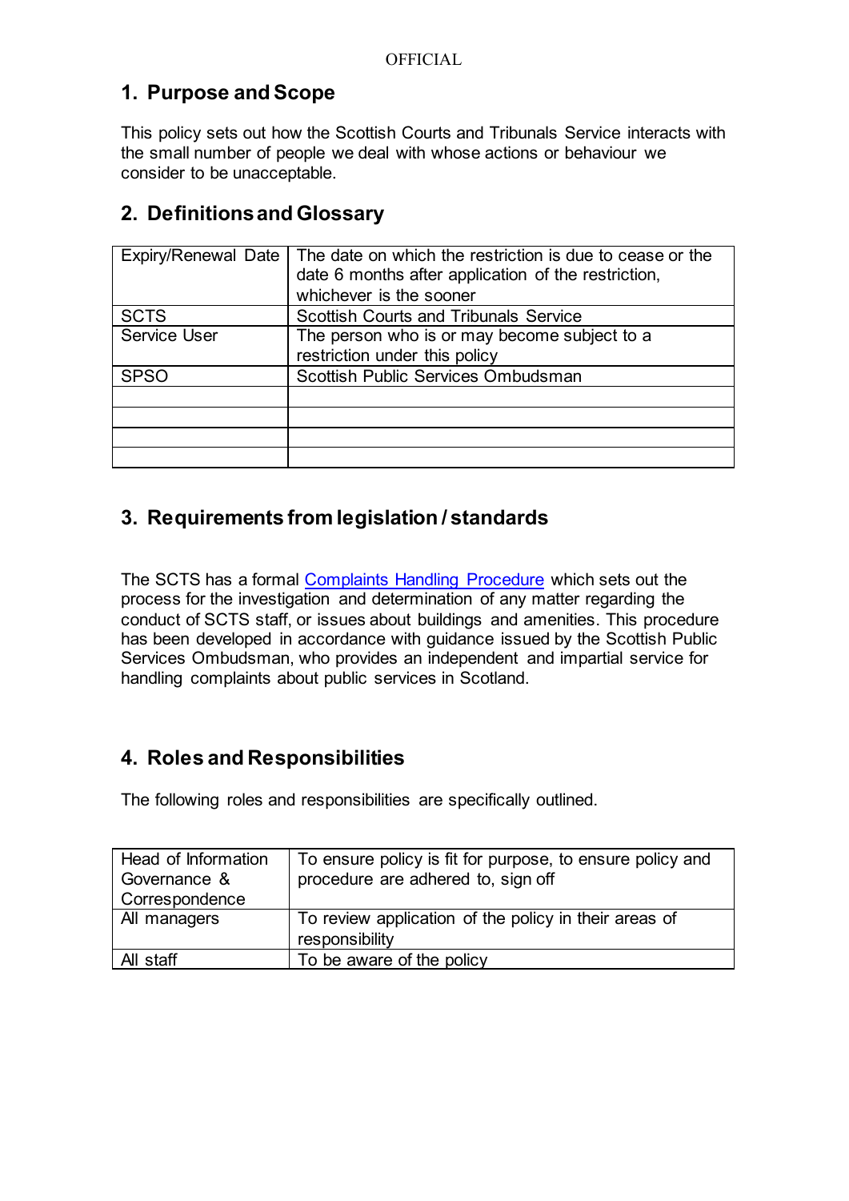## 1. Purpose and Scope

This policy sets out how the Scottish Courts and Tribunals Service interacts with the small number of people we deal with whose actions or behaviour we consider to be unacceptable.

## 2. Definitions and Glossary

| | |
|---|---|
| Expiry/Renewal Date | The date on which the restriction is due to cease or the date 6 months after application of the restriction, whichever is the sooner |
| SCTS | Scottish Courts and Tribunals Service |
| Service User | The person who is or may become subject to a restriction under this policy |
| SPSO | Scottish Public Services Ombudsman |
| | |
| | |
| | |
| | |

## 3. Requirements from legislation / standards

The SCTS has a formal [Complaints Handling Procedure] which sets out the process for the investigation and determination of any matter regarding the conduct of SCTS staff, or issues about buildings and amenities. This procedure has been developed in accordance with guidance issued by the Scottish Public Services Ombudsman, who provides an independent and impartial service for handling complaints about public services in Scotland.

## 4. Roles and Responsibilities

The following roles and responsibilities are specifically outlined.

| | |
|---|---|
| Head of Information Governance & Correspondence | To ensure policy is fit for purpose, to ensure policy and procedure are adhered to, sign off |
| All managers | To review application of the policy in their areas of responsibility |
| All staff | To be aware of the policy |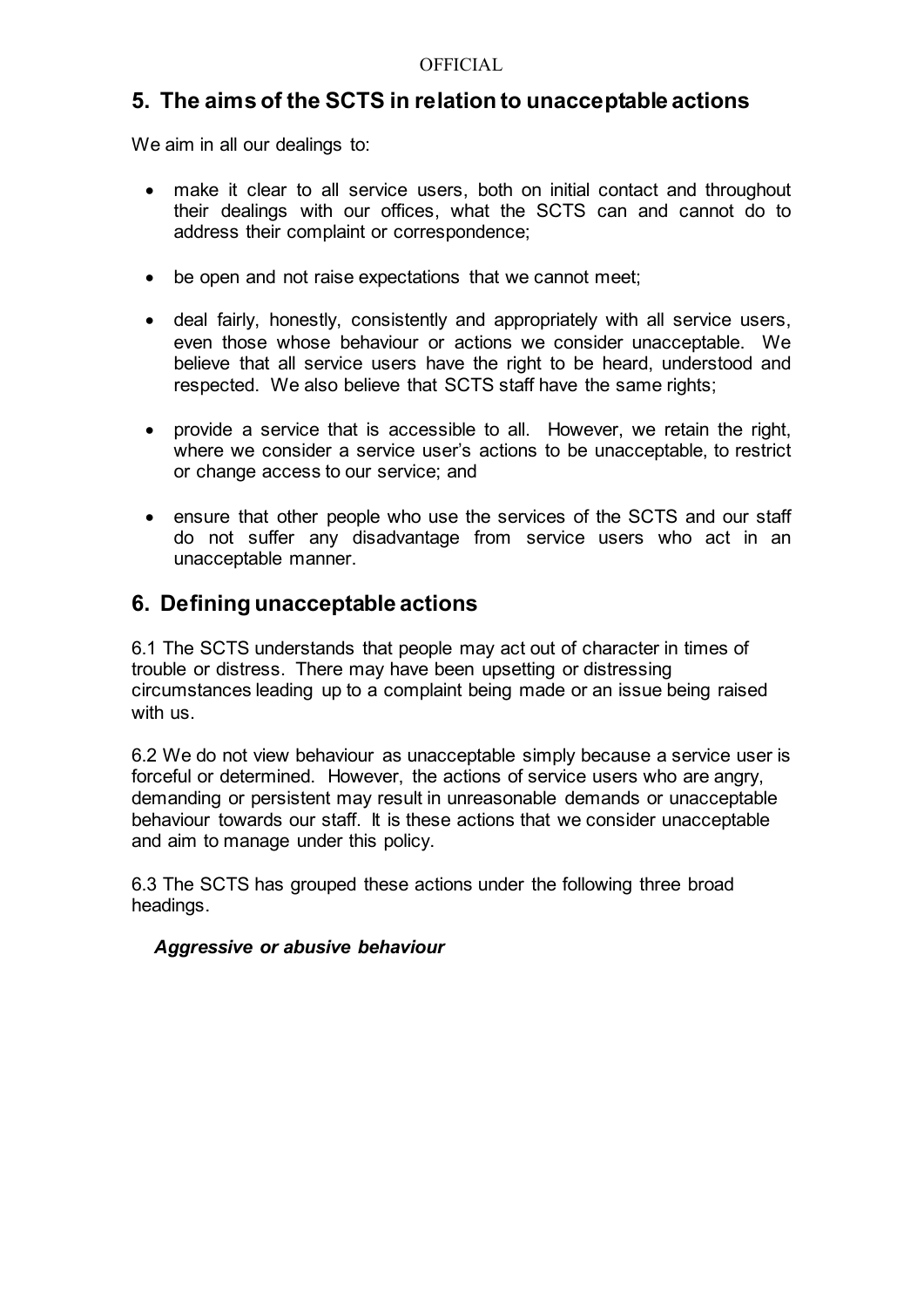## 5. The aims of the SCTS in relation to unacceptable actions

We aim in all our dealings to:

- make it clear to all service users, both on initial contact and throughout their dealings with our offices, what the SCTS can and cannot do to address their complaint or correspondence;
- be open and not raise expectations that we cannot meet;
- deal fairly, honestly, consistently and appropriately with all service users, even those whose behaviour or actions we consider unacceptable. We believe that all service users have the right to be heard, understood and respected. We also believe that SCTS staff have the same rights;
- provide a service that is accessible to all. However, we retain the right, where we consider a service user's actions to be unacceptable, to restrict or change access to our service; and
- ensure that other people who use the services of the SCTS and our staff do not suffer any disadvantage from service users who act in an unacceptable manner.

## 6. Defining unacceptable actions

6.1 The SCTS understands that people may act out of character in times of trouble or distress. There may have been upsetting or distressing circumstances leading up to a complaint being made or an issue being raised with us.

6.2 We do not view behaviour as unacceptable simply because a service user is forceful or determined. However, the actions of service users who are angry, demanding or persistent may result in unreasonable demands or unacceptable behaviour towards our staff. It is these actions that we consider unacceptable and aim to manage under this policy.

6.3 The SCTS has grouped these actions under the following three broad headings.

***Aggressive or abusive behaviour***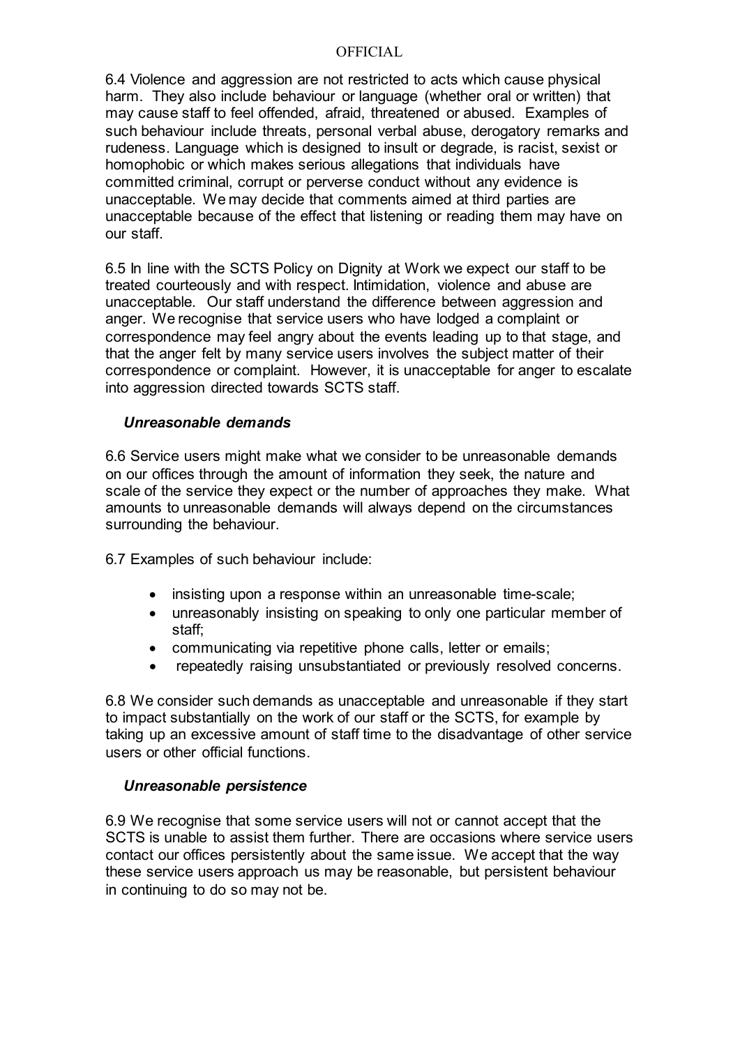6.4 Violence and aggression are not restricted to acts which cause physical harm. They also include behaviour or language (whether oral or written) that may cause staff to feel offended, afraid, threatened or abused. Examples of such behaviour include threats, personal verbal abuse, derogatory remarks and rudeness. Language which is designed to insult or degrade, is racist, sexist or homophobic or which makes serious allegations that individuals have committed criminal, corrupt or perverse conduct without any evidence is unacceptable. We may decide that comments aimed at third parties are unacceptable because of the effect that listening or reading them may have on our staff.

6.5 In line with the SCTS Policy on Dignity at Work we expect our staff to be treated courteously and with respect. Intimidation, violence and abuse are unacceptable. Our staff understand the difference between aggression and anger. We recognise that service users who have lodged a complaint or correspondence may feel angry about the events leading up to that stage, and that the anger felt by many service users involves the subject matter of their correspondence or complaint. However, it is unacceptable for anger to escalate into aggression directed towards SCTS staff.

### *Unreasonable demands*

6.6 Service users might make what we consider to be unreasonable demands on our offices through the amount of information they seek, the nature and scale of the service they expect or the number of approaches they make. What amounts to unreasonable demands will always depend on the circumstances surrounding the behaviour.

6.7 Examples of such behaviour include:

- insisting upon a response within an unreasonable time-scale;
- unreasonably insisting on speaking to only one particular member of staff;
- communicating via repetitive phone calls, letter or emails;
- repeatedly raising unsubstantiated or previously resolved concerns.

6.8 We consider such demands as unacceptable and unreasonable if they start to impact substantially on the work of our staff or the SCTS, for example by taking up an excessive amount of staff time to the disadvantage of other service users or other official functions.

### *Unreasonable persistence*

6.9 We recognise that some service users will not or cannot accept that the SCTS is unable to assist them further. There are occasions where service users contact our offices persistently about the same issue. We accept that the way these service users approach us may be reasonable, but persistent behaviour in continuing to do so may not be.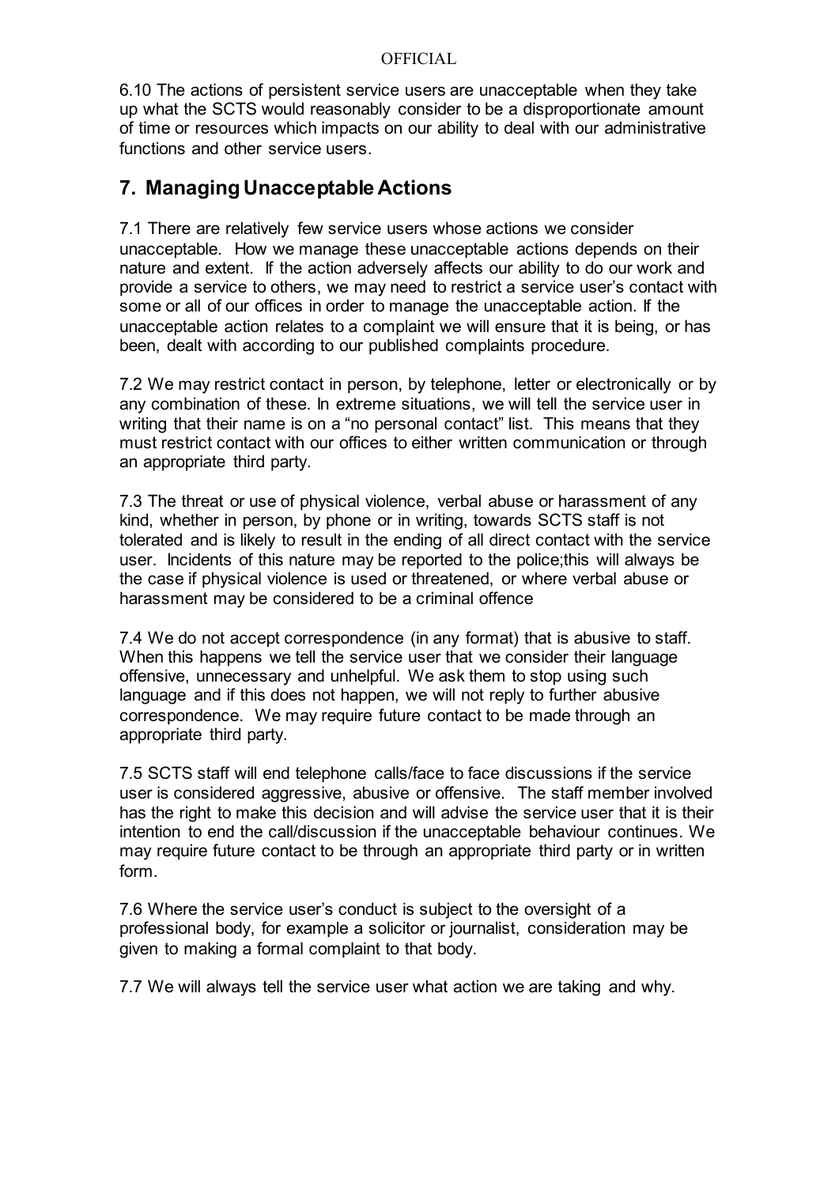6.10 The actions of persistent service users are unacceptable when they take up what the SCTS would reasonably consider to be a disproportionate amount of time or resources which impacts on our ability to deal with our administrative functions and other service users.

## 7. Managing Unacceptable Actions

7.1 There are relatively few service users whose actions we consider unacceptable. How we manage these unacceptable actions depends on their nature and extent. If the action adversely affects our ability to do our work and provide a service to others, we may need to restrict a service user's contact with some or all of our offices in order to manage the unacceptable action. If the unacceptable action relates to a complaint we will ensure that it is being, or has been, dealt with according to our published complaints procedure.

7.2 We may restrict contact in person, by telephone, letter or electronically or by any combination of these. In extreme situations, we will tell the service user in writing that their name is on a "no personal contact" list. This means that they must restrict contact with our offices to either written communication or through an appropriate third party.

7.3 The threat or use of physical violence, verbal abuse or harassment of any kind, whether in person, by phone or in writing, towards SCTS staff is not tolerated and is likely to result in the ending of all direct contact with the service user. Incidents of this nature may be reported to the police;this will always be the case if physical violence is used or threatened, or where verbal abuse or harassment may be considered to be a criminal offence

7.4 We do not accept correspondence (in any format) that is abusive to staff. When this happens we tell the service user that we consider their language offensive, unnecessary and unhelpful. We ask them to stop using such language and if this does not happen, we will not reply to further abusive correspondence. We may require future contact to be made through an appropriate third party.

7.5 SCTS staff will end telephone calls/face to face discussions if the service user is considered aggressive, abusive or offensive. The staff member involved has the right to make this decision and will advise the service user that it is their intention to end the call/discussion if the unacceptable behaviour continues. We may require future contact to be through an appropriate third party or in written form.

7.6 Where the service user's conduct is subject to the oversight of a professional body, for example a solicitor or journalist, consideration may be given to making a formal complaint to that body.

7.7 We will always tell the service user what action we are taking and why.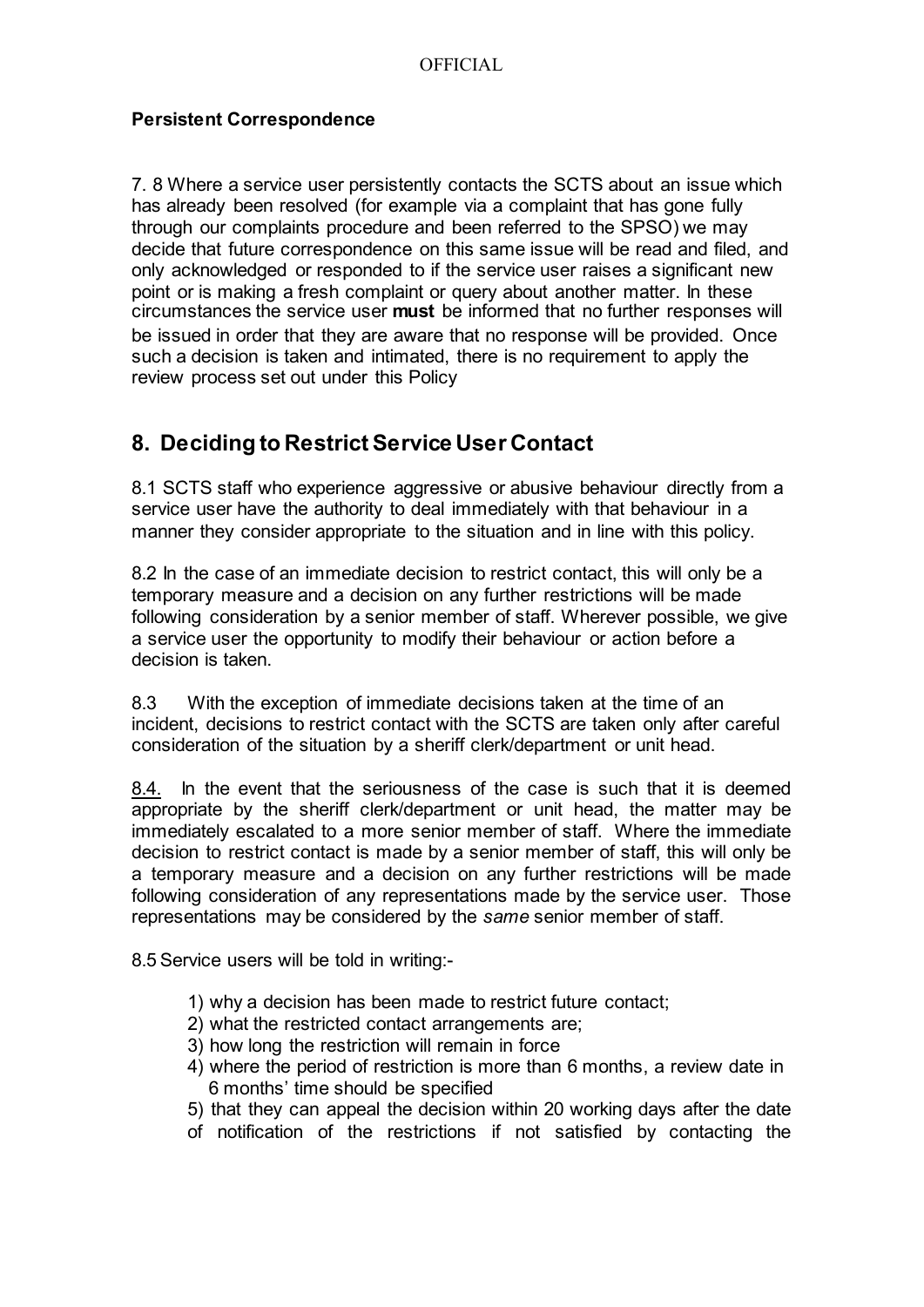**Persistent Correspondence**

7. 8 Where a service user persistently contacts the SCTS about an issue which has already been resolved (for example via a complaint that has gone fully through our complaints procedure and been referred to the SPSO) we may decide that future correspondence on this same issue will be read and filed, and only acknowledged or responded to if the service user raises a significant new point or is making a fresh complaint or query about another matter. In these circumstances the service user **must** be informed that no further responses will be issued in order that they are aware that no response will be provided. Once such a decision is taken and intimated, there is no requirement to apply the review process set out under this Policy

## 8. Deciding to Restrict Service User Contact

8.1 SCTS staff who experience aggressive or abusive behaviour directly from a service user have the authority to deal immediately with that behaviour in a manner they consider appropriate to the situation and in line with this policy.

8.2 In the case of an immediate decision to restrict contact, this will only be a temporary measure and a decision on any further restrictions will be made following consideration by a senior member of staff. Wherever possible, we give a service user the opportunity to modify their behaviour or action before a decision is taken.

8.3 With the exception of immediate decisions taken at the time of an incident, decisions to restrict contact with the SCTS are taken only after careful consideration of the situation by a sheriff clerk/department or unit head.

8.4. In the event that the seriousness of the case is such that it is deemed appropriate by the sheriff clerk/department or unit head, the matter may be immediately escalated to a more senior member of staff. Where the immediate decision to restrict contact is made by a senior member of staff, this will only be a temporary measure and a decision on any further restrictions will be made following consideration of any representations made by the service user. Those representations may be considered by the *same* senior member of staff.

8.5 Service users will be told in writing:-

1) why a decision has been made to restrict future contact;
2) what the restricted contact arrangements are;
3) how long the restriction will remain in force
4) where the period of restriction is more than 6 months, a review date in 6 months' time should be specified
5) that they can appeal the decision within 20 working days after the date of notification of the restrictions if not satisfied by contacting the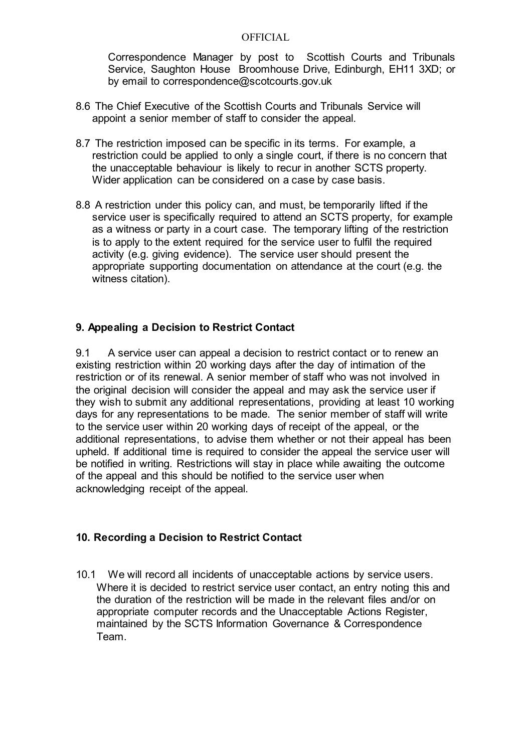Correspondence Manager by post to Scottish Courts and Tribunals Service, Saughton House Broomhouse Drive, Edinburgh, EH11 3XD; or by email to correspondence@scotcourts.gov.uk

8.6 The Chief Executive of the Scottish Courts and Tribunals Service will appoint a senior member of staff to consider the appeal.

8.7 The restriction imposed can be specific in its terms. For example, a restriction could be applied to only a single court, if there is no concern that the unacceptable behaviour is likely to recur in another SCTS property. Wider application can be considered on a case by case basis.

8.8 A restriction under this policy can, and must, be temporarily lifted if the service user is specifically required to attend an SCTS property, for example as a witness or party in a court case. The temporary lifting of the restriction is to apply to the extent required for the service user to fulfil the required activity (e.g. giving evidence). The service user should present the appropriate supporting documentation on attendance at the court (e.g. the witness citation).

## 9. Appealing a Decision to Restrict Contact

9.1 A service user can appeal a decision to restrict contact or to renew an existing restriction within 20 working days after the day of intimation of the restriction or of its renewal. A senior member of staff who was not involved in the original decision will consider the appeal and may ask the service user if they wish to submit any additional representations, providing at least 10 working days for any representations to be made. The senior member of staff will write to the service user within 20 working days of receipt of the appeal, or the additional representations, to advise them whether or not their appeal has been upheld. If additional time is required to consider the appeal the service user will be notified in writing. Restrictions will stay in place while awaiting the outcome of the appeal and this should be notified to the service user when acknowledging receipt of the appeal.

## 10. Recording a Decision to Restrict Contact

10.1 We will record all incidents of unacceptable actions by service users. Where it is decided to restrict service user contact, an entry noting this and the duration of the restriction will be made in the relevant files and/or on appropriate computer records and the Unacceptable Actions Register, maintained by the SCTS Information Governance & Correspondence Team.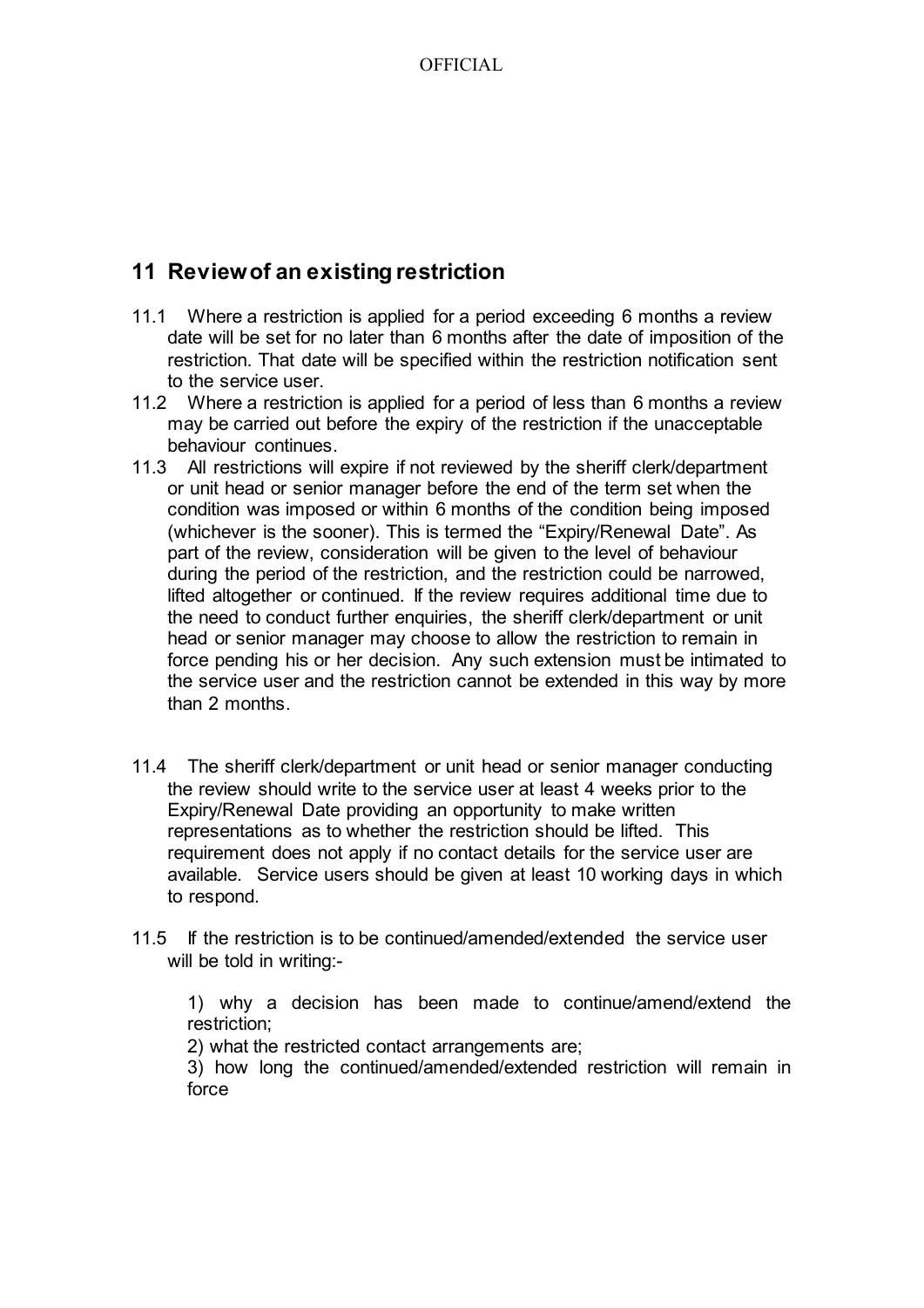## 11 Review of an existing restriction

11.1 Where a restriction is applied for a period exceeding 6 months a review date will be set for no later than 6 months after the date of imposition of the restriction. That date will be specified within the restriction notification sent to the service user.

11.2 Where a restriction is applied for a period of less than 6 months a review may be carried out before the expiry of the restriction if the unacceptable behaviour continues.

11.3 All restrictions will expire if not reviewed by the sheriff clerk/department or unit head or senior manager before the end of the term set when the condition was imposed or within 6 months of the condition being imposed (whichever is the sooner). This is termed the "Expiry/Renewal Date". As part of the review, consideration will be given to the level of behaviour during the period of the restriction, and the restriction could be narrowed, lifted altogether or continued. If the review requires additional time due to the need to conduct further enquiries, the sheriff clerk/department or unit head or senior manager may choose to allow the restriction to remain in force pending his or her decision. Any such extension must be intimated to the service user and the restriction cannot be extended in this way by more than 2 months.

11.4 The sheriff clerk/department or unit head or senior manager conducting the review should write to the service user at least 4 weeks prior to the Expiry/Renewal Date providing an opportunity to make written representations as to whether the restriction should be lifted. This requirement does not apply if no contact details for the service user are available. Service users should be given at least 10 working days in which to respond.

11.5 If the restriction is to be continued/amended/extended the service user will be told in writing:-

1) why a decision has been made to continue/amend/extend the restriction;
2) what the restricted contact arrangements are;
3) how long the continued/amended/extended restriction will remain in force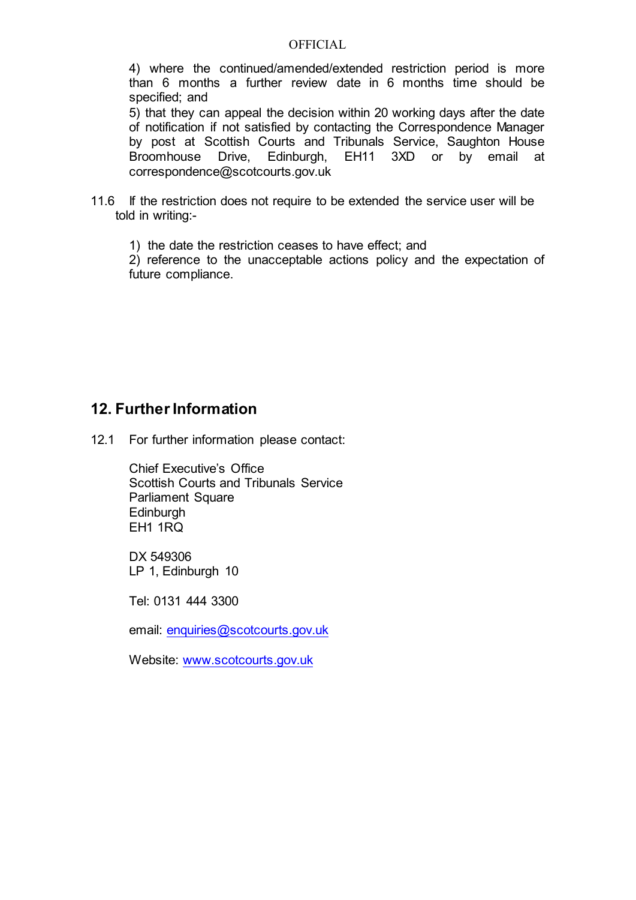4) where the continued/amended/extended restriction period is more than 6 months a further review date in 6 months time should be specified; and
5) that they can appeal the decision within 20 working days after the date of notification if not satisfied by contacting the Correspondence Manager by post at Scottish Courts and Tribunals Service, Saughton House Broomhouse Drive, Edinburgh, EH11 3XD or by email at correspondence@scotcourts.gov.uk

11.6 If the restriction does not require to be extended the service user will be told in writing:-

1) the date the restriction ceases to have effect; and
2) reference to the unacceptable actions policy and the expectation of future compliance.

## 12. Further Information

12.1 For further information please contact:

Chief Executive's Office
Scottish Courts and Tribunals Service
Parliament Square
Edinburgh
EH1 1RQ

DX 549306
LP 1, Edinburgh 10

Tel: 0131 444 3300

email: enquiries@scotcourts.gov.uk

Website: www.scotcourts.gov.uk